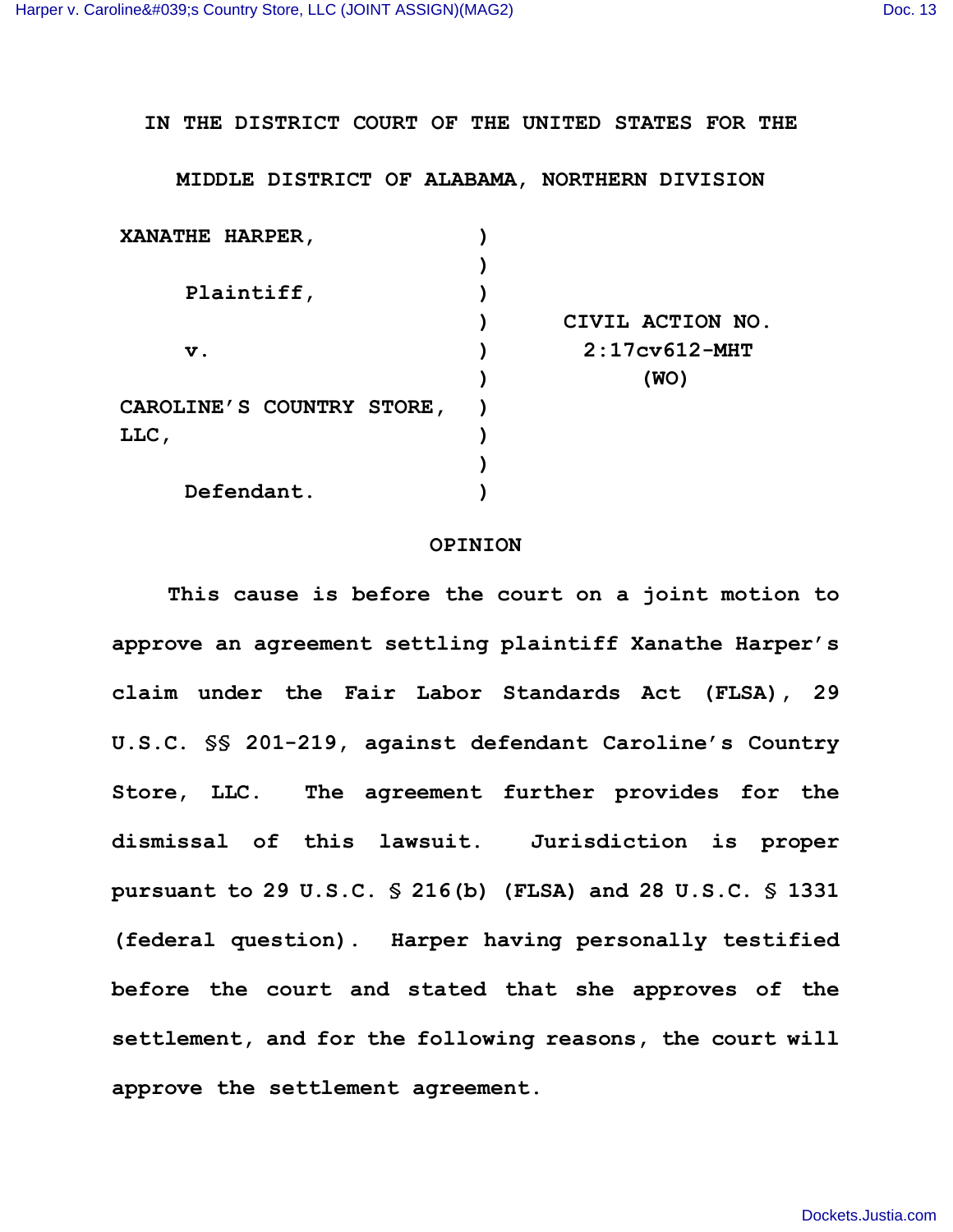IN THE DISTRICT COURT OF THE UNITED STATES FOR THE

MIDDLE DISTRICT OF ALABAMA, NORTHERN DIVISION

| | | |
|---|---|---|
| XANATHE HARPER, | ) | |
| | ) | |
| Plaintiff, | ) | |
| | ) | CIVIL ACTION NO. |
| v. | ) | 2:17cv612-MHT |
| | ) | (WO) |
| CAROLINE'S COUNTRY STORE, LLC, | ) | |
| | ) | |
| Defendant. | ) | |

# OPINION

This cause is before the court on a joint motion to approve an agreement settling plaintiff Xanathe Harper's claim under the Fair Labor Standards Act (FLSA), 29 U.S.C. §§ 201-219, against defendant Caroline's Country Store, LLC. The agreement further provides for the dismissal of this lawsuit. Jurisdiction is proper pursuant to 29 U.S.C. § 216(b) (FLSA) and 28 U.S.C. § 1331 (federal question). Harper having personally testified before the court and stated that she approves of the settlement, and for the following reasons, the court will approve the settlement agreement.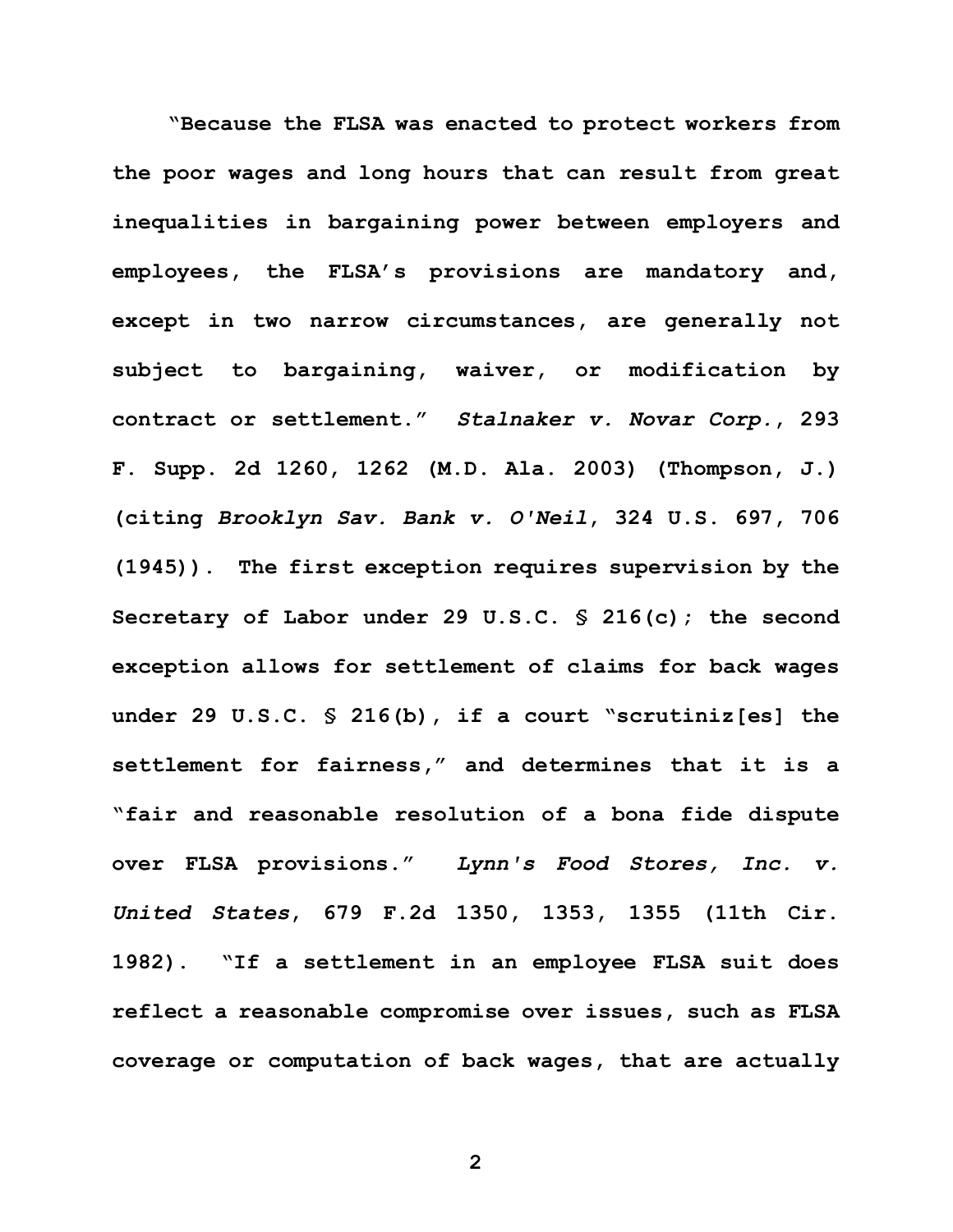"Because the FLSA was enacted to protect workers from the poor wages and long hours that can result from great inequalities in bargaining power between employers and employees, the FLSA's provisions are mandatory and, except in two narrow circumstances, are generally not subject to bargaining, waiver, or modification by contract or settlement." *Stalnaker v. Novar Corp.*, 293 F. Supp. 2d 1260, 1262 (M.D. Ala. 2003) (Thompson, J.) (citing *Brooklyn Sav. Bank v. O'Neil*, 324 U.S. 697, 706 (1945)). The first exception requires supervision by the Secretary of Labor under 29 U.S.C. § 216(c); the second exception allows for settlement of claims for back wages under 29 U.S.C. § 216(b), if a court "scrutiniz[es] the settlement for fairness," and determines that it is a "fair and reasonable resolution of a bona fide dispute over FLSA provisions." *Lynn's Food Stores, Inc. v. United States*, 679 F.2d 1350, 1353, 1355 (11th Cir. 1982). "If a settlement in an employee FLSA suit does reflect a reasonable compromise over issues, such as FLSA coverage or computation of back wages, that are actually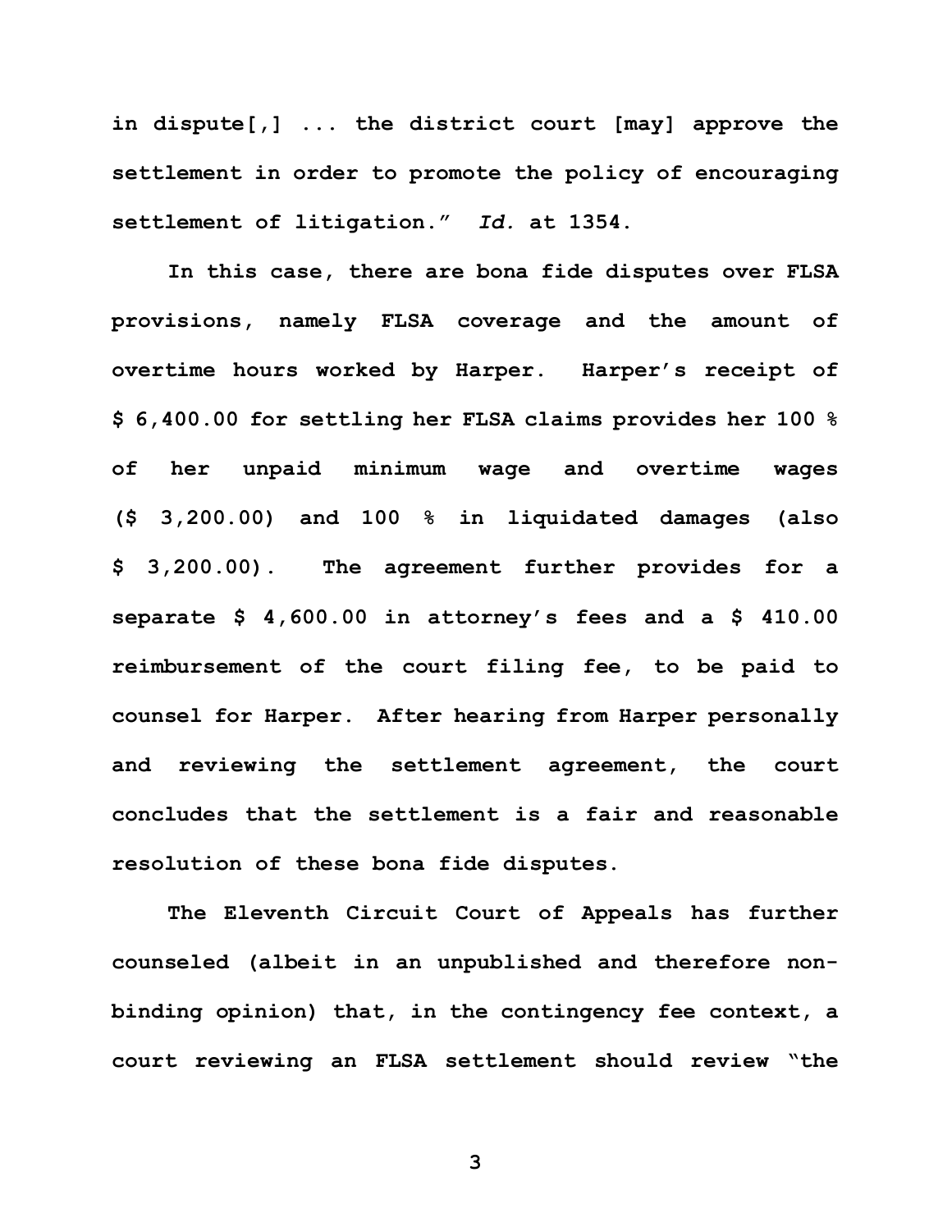in dispute[,] ... the district court [may] approve the settlement in order to promote the policy of encouraging settlement of litigation." *Id.* at 1354.

In this case, there are bona fide disputes over FLSA provisions, namely FLSA coverage and the amount of overtime hours worked by Harper. Harper's receipt of $ 6,400.00 for settling her FLSA claims provides her 100 % of her unpaid minimum wage and overtime wages ($ 3,200.00) and 100 % in liquidated damages (also $ 3,200.00). The agreement further provides for a separate $ 4,600.00 in attorney's fees and a $ 410.00 reimbursement of the court filing fee, to be paid to counsel for Harper. After hearing from Harper personally and reviewing the settlement agreement, the court concludes that the settlement is a fair and reasonable resolution of these bona fide disputes.

The Eleventh Circuit Court of Appeals has further counseled (albeit in an unpublished and therefore non-binding opinion) that, in the contingency fee context, a court reviewing an FLSA settlement should review "the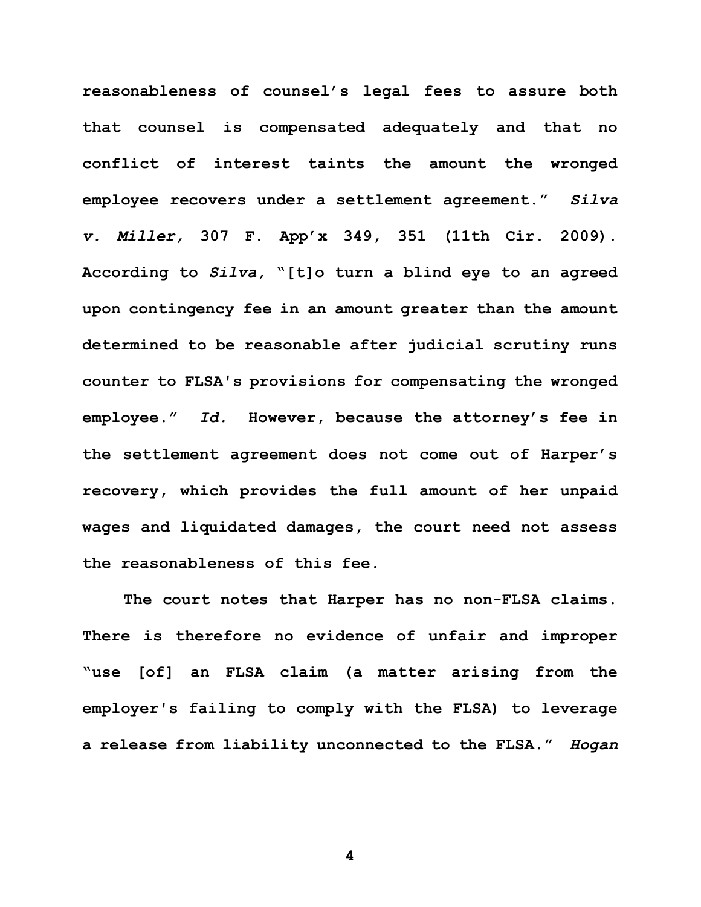reasonableness of counsel's legal fees to assure both that counsel is compensated adequately and that no conflict of interest taints the amount the wronged employee recovers under a settlement agreement." *Silva v. Miller,* 307 F. App'x 349, 351 (11th Cir. 2009). According to *Silva,* "[t]o turn a blind eye to an agreed upon contingency fee in an amount greater than the amount determined to be reasonable after judicial scrutiny runs counter to FLSA's provisions for compensating the wronged employee." *Id.* However, because the attorney's fee in the settlement agreement does not come out of Harper's recovery, which provides the full amount of her unpaid wages and liquidated damages, the court need not assess the reasonableness of this fee.

The court notes that Harper has no non-FLSA claims. There is therefore no evidence of unfair and improper "use [of] an FLSA claim (a matter arising from the employer's failing to comply with the FLSA) to leverage a release from liability unconnected to the FLSA." *Hogan*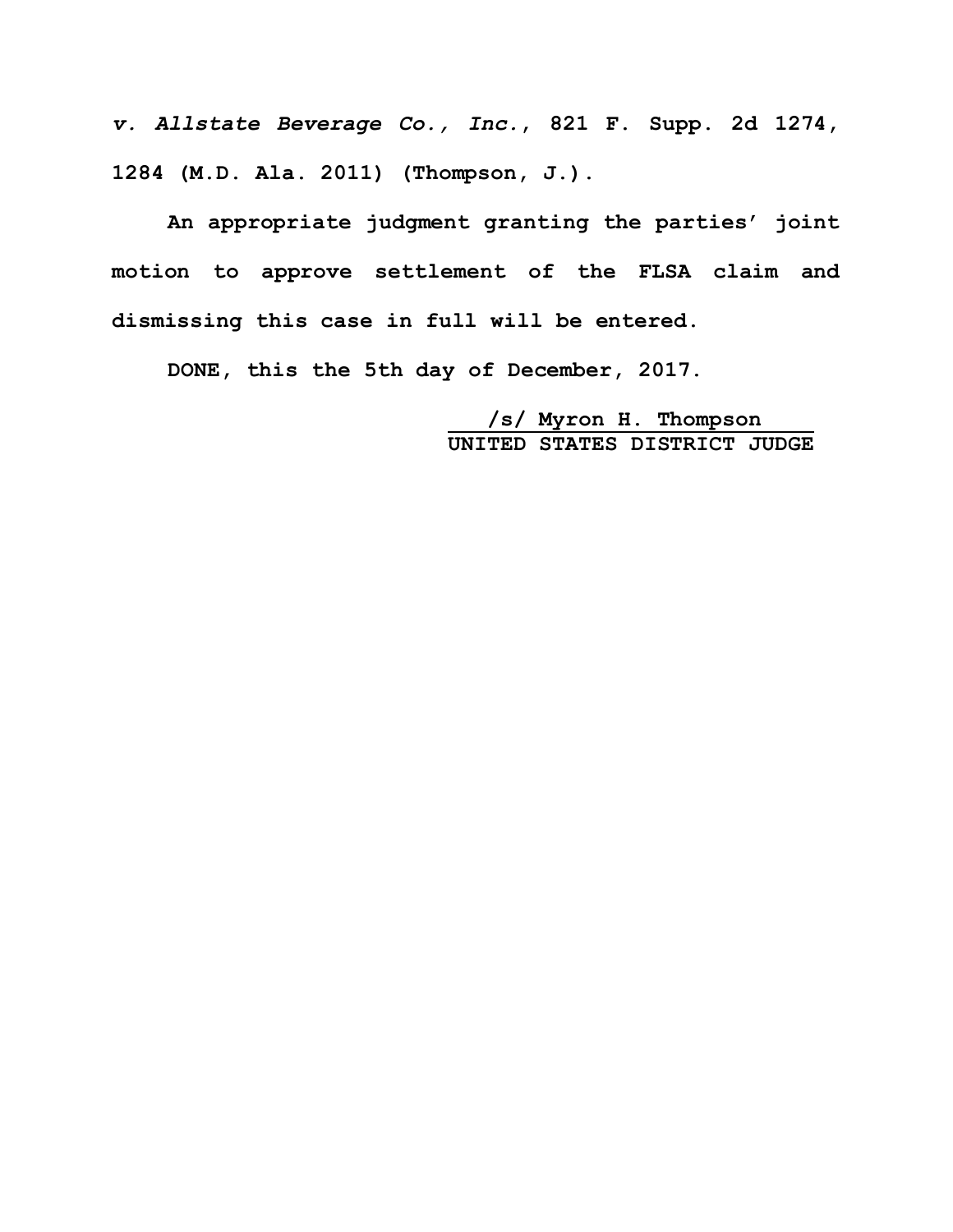***v. Allstate Beverage Co., Inc.*, 821 F. Supp. 2d 1274, 1284 (M.D. Ala. 2011) (Thompson, J.).**

**An appropriate judgment granting the parties' joint motion to approve settlement of the FLSA claim and dismissing this case in full will be entered.**

**DONE, this the 5th day of December, 2017.**

**/s/ Myron H. Thompson**
**UNITED STATES DISTRICT JUDGE**